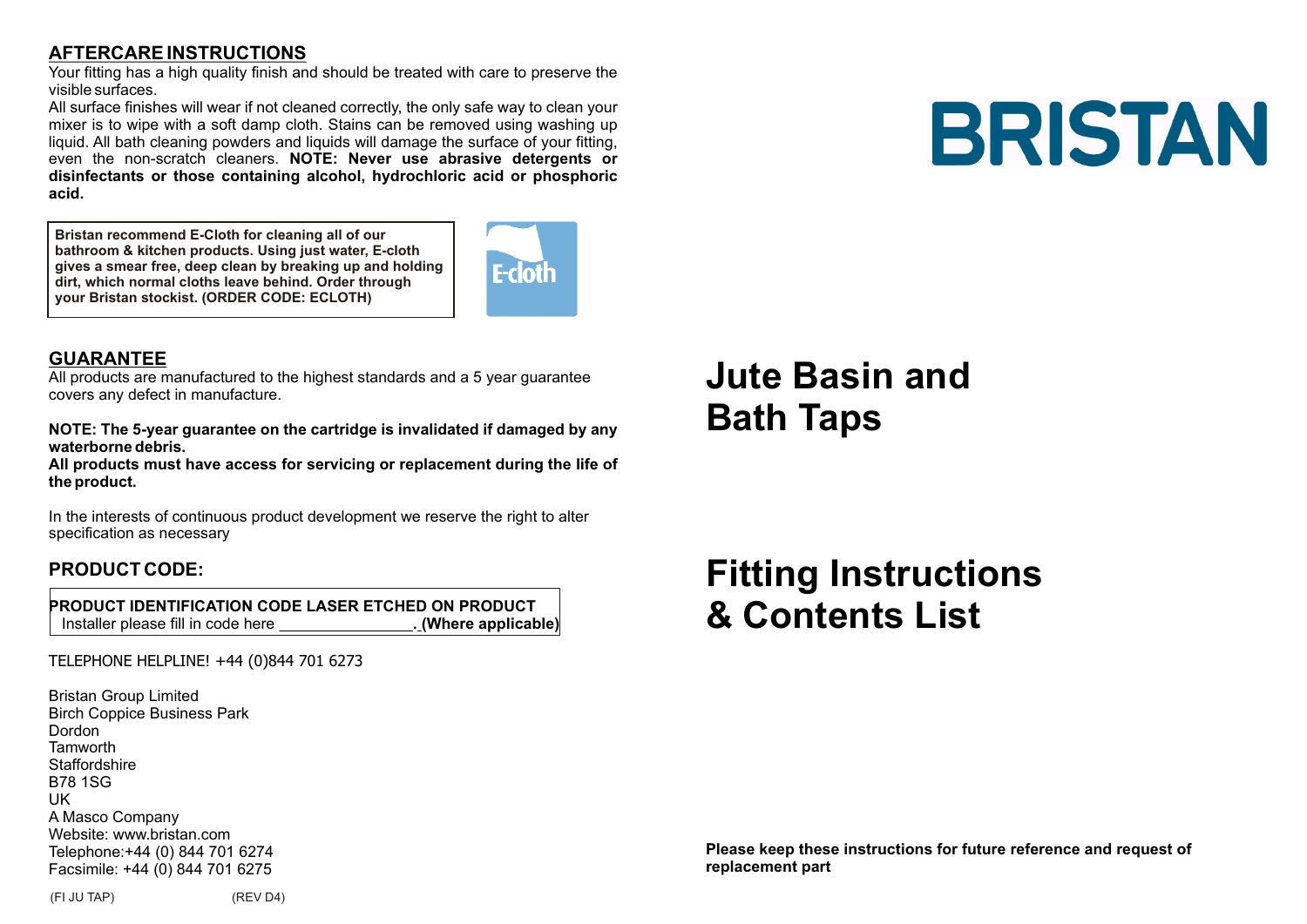## AFTERCARE INSTRUCTIONS

Your fitting has a high quality finish and should be treated with care to preserve the visible surfaces.

All surface finishes will wear if not cleaned correctly, the only safe way to clean your mixer is to wipe with a soft damp cloth. Stains can be removed using washing up liquid. All bath cleaning powders and liquids will damage the surface of your fitting, even the non-scratch cleaners. **NOTE: Never use abrasive detergents or disinfectants or those containing alcohol, hydrochloric acid or phosphoric acid.**

**Bristan recommend E-Cloth for cleaning all of our bathroom & kitchen products. Using just water, E-cloth gives a smear free, deep clean by breaking up and holding dirt, which normal cloths leave behind. Order through your Bristan stockist. (ORDER CODE: ECLOTH)**

E-cloth

## GUARANTEE

All products are manufactured to the highest standards and a 5 year guarantee covers any defect in manufacture.

**NOTE: The 5-year guarantee on the cartridge is invalidated if damaged by any waterborne debris.**
**All products must have access for servicing or replacement during the life of the product.**

In the interests of continuous product development we reserve the right to alter specification as necessary

### PRODUCT CODE:

**PRODUCT IDENTIFICATION CODE LASER ETCHED ON PRODUCT**
Installer please fill in code here _______________. **(Where applicable)**

TELEPHONE HELPLINE! +44 (0)844 701 6273

Bristan Group Limited
Birch Coppice Business Park
Dordon
Tamworth
Staffordshire
B78 1SG
UK
A Masco Company
Website: www.bristan.com
Telephone:+44 (0) 844 701 6274
Facsimile: +44 (0) 844 701 6275

(FI JU TAP) (REV D4)

# BRISTAN

# Jute Basin and Bath Taps

# Fitting Instructions & Contents List

**Please keep these instructions for future reference and request of replacement part**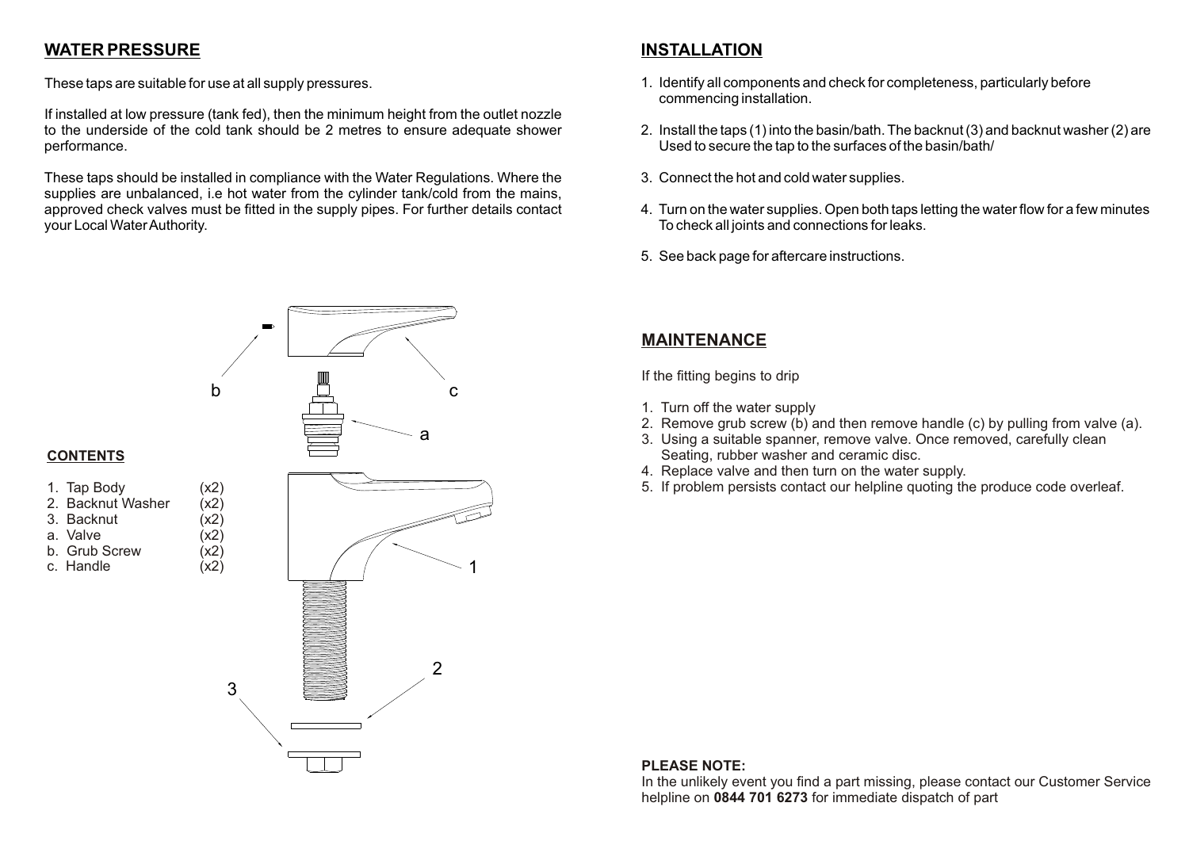## WATER PRESSURE

These taps are suitable for use at all supply pressures.

If installed at low pressure (tank fed), then the minimum height from the outlet nozzle to the underside of the cold tank should be 2 metres to ensure adequate shower performance.

These taps should be installed in compliance with the Water Regulations. Where the supplies are unbalanced, i.e hot water from the cylinder tank/cold from the mains, approved check valves must be fitted in the supply pipes. For further details contact your Local Water Authority.

### CONTENTS

| | | |
|---|---|---|
| 1. | Tap Body | (x2) |
| 2. | Backnut Washer | (x2) |
| 3. | Backnut | (x2) |
| a. | Valve | (x2) |
| b. | Grub Screw | (x2) |
| c. | Handle | (x2) |

b

c

a

1

2

3

## INSTALLATION

1. Identify all components and check for completeness, particularly before commencing installation.
2. Install the taps (1) into the basin/bath. The backnut (3) and backnut washer (2) are Used to secure the tap to the surfaces of the basin/bath/
3. Connect the hot and cold water supplies.
4. Turn on the water supplies. Open both taps letting the water flow for a few minutes To check all joints and connections for leaks.
5. See back page for aftercare instructions.

## MAINTENANCE

If the fitting begins to drip

1. Turn off the water supply
2. Remove grub screw (b) and then remove handle (c) by pulling from valve (a).
3. Using a suitable spanner, remove valve. Once removed, carefully clean Seating, rubber washer and ceramic disc.
4. Replace valve and then turn on the water supply.
5. If problem persists contact our helpline quoting the produce code overleaf.

**PLEASE NOTE:**

In the unlikely event you find a part missing, please contact our Customer Service helpline on **0844 701 6273** for immediate dispatch of part